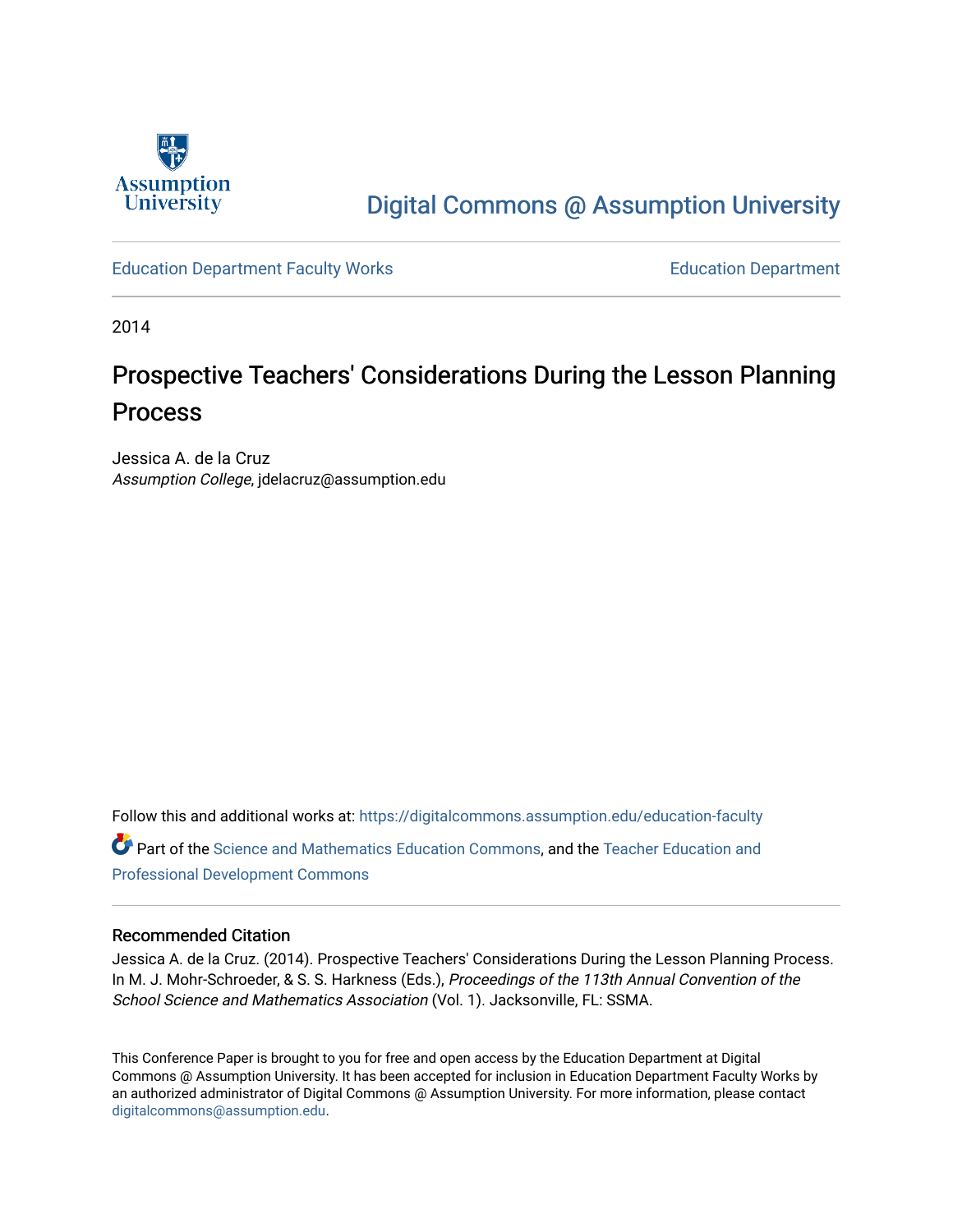Assumption University

Digital Commons @ Assumption University

Education Department Faculty Works

Education Department

2014

# Prospective Teachers' Considerations During the Lesson Planning Process

Jessica A. de la Cruz
*Assumption College*, jdelacruz@assumption.edu

Follow this and additional works at: https://digitalcommons.assumption.edu/education-faculty

Part of the Science and Mathematics Education Commons, and the Teacher Education and Professional Development Commons

## Recommended Citation

Jessica A. de la Cruz. (2014). Prospective Teachers' Considerations During the Lesson Planning Process. In M. J. Mohr-Schroeder, & S. S. Harkness (Eds.), *Proceedings of the 113th Annual Convention of the School Science and Mathematics Association* (Vol. 1). Jacksonville, FL: SSMA.

This Conference Paper is brought to you for free and open access by the Education Department at Digital Commons @ Assumption University. It has been accepted for inclusion in Education Department Faculty Works by an authorized administrator of Digital Commons @ Assumption University. For more information, please contact digitalcommons@assumption.edu.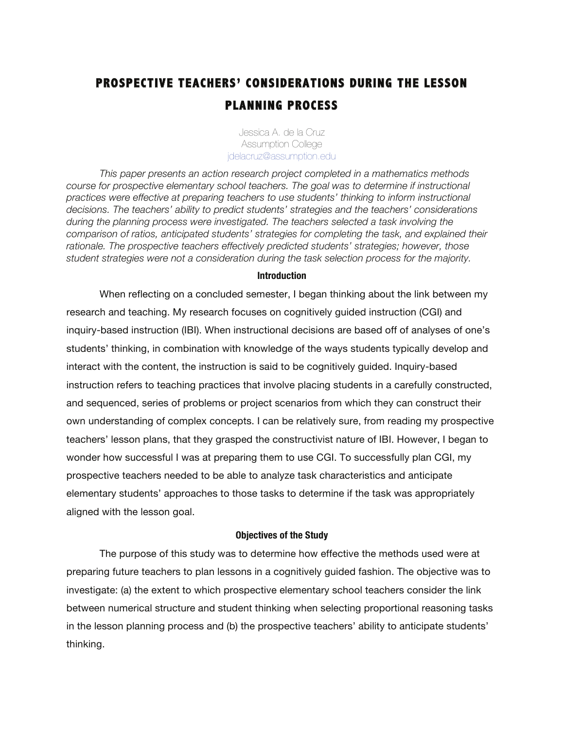# PROSPECTIVE TEACHERS' CONSIDERATIONS DURING THE LESSON PLANNING PROCESS

Jessica A. de la Cruz
Assumption College
jdelacruz@assumption.edu

*This paper presents an action research project completed in a mathematics methods course for prospective elementary school teachers. The goal was to determine if instructional practices were effective at preparing teachers to use students' thinking to inform instructional decisions. The teachers' ability to predict students' strategies and the teachers' considerations during the planning process were investigated. The teachers selected a task involving the comparison of ratios, anticipated students' strategies for completing the task, and explained their rationale. The prospective teachers effectively predicted students' strategies; however, those student strategies were not a consideration during the task selection process for the majority.*

## Introduction

When reflecting on a concluded semester, I began thinking about the link between my research and teaching. My research focuses on cognitively guided instruction (CGI) and inquiry-based instruction (IBI). When instructional decisions are based off of analyses of one's students' thinking, in combination with knowledge of the ways students typically develop and interact with the content, the instruction is said to be cognitively guided. Inquiry-based instruction refers to teaching practices that involve placing students in a carefully constructed, and sequenced, series of problems or project scenarios from which they can construct their own understanding of complex concepts. I can be relatively sure, from reading my prospective teachers' lesson plans, that they grasped the constructivist nature of IBI. However, I began to wonder how successful I was at preparing them to use CGI. To successfully plan CGI, my prospective teachers needed to be able to analyze task characteristics and anticipate elementary students' approaches to those tasks to determine if the task was appropriately aligned with the lesson goal.

## Objectives of the Study

The purpose of this study was to determine how effective the methods used were at preparing future teachers to plan lessons in a cognitively guided fashion. The objective was to investigate: (a) the extent to which prospective elementary school teachers consider the link between numerical structure and student thinking when selecting proportional reasoning tasks in the lesson planning process and (b) the prospective teachers' ability to anticipate students' thinking.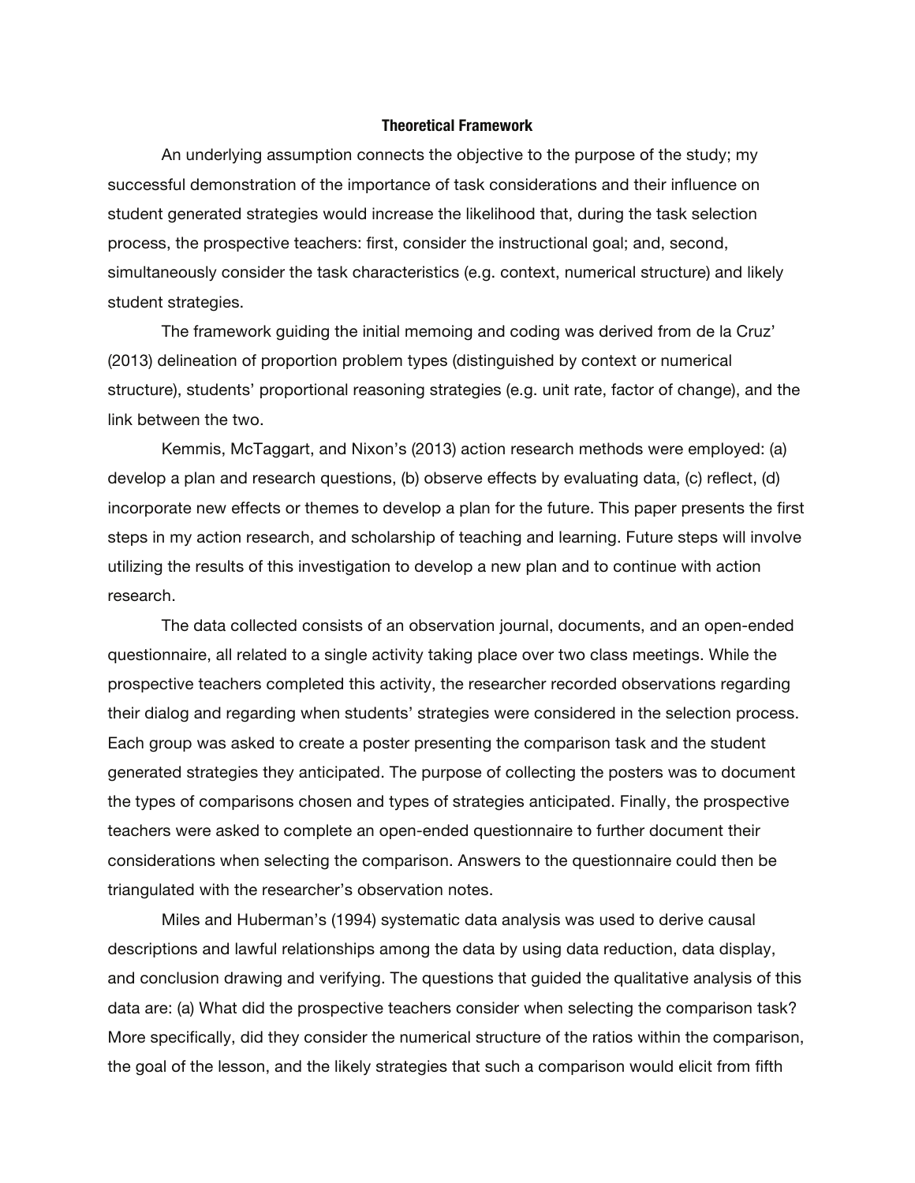## Theoretical Framework

An underlying assumption connects the objective to the purpose of the study; my successful demonstration of the importance of task considerations and their influence on student generated strategies would increase the likelihood that, during the task selection process, the prospective teachers: first, consider the instructional goal; and, second, simultaneously consider the task characteristics (e.g. context, numerical structure) and likely student strategies.

The framework guiding the initial memoing and coding was derived from de la Cruz' (2013) delineation of proportion problem types (distinguished by context or numerical structure), students' proportional reasoning strategies (e.g. unit rate, factor of change), and the link between the two.

Kemmis, McTaggart, and Nixon's (2013) action research methods were employed: (a) develop a plan and research questions, (b) observe effects by evaluating data, (c) reflect, (d) incorporate new effects or themes to develop a plan for the future. This paper presents the first steps in my action research, and scholarship of teaching and learning. Future steps will involve utilizing the results of this investigation to develop a new plan and to continue with action research.

The data collected consists of an observation journal, documents, and an open-ended questionnaire, all related to a single activity taking place over two class meetings. While the prospective teachers completed this activity, the researcher recorded observations regarding their dialog and regarding when students' strategies were considered in the selection process. Each group was asked to create a poster presenting the comparison task and the student generated strategies they anticipated. The purpose of collecting the posters was to document the types of comparisons chosen and types of strategies anticipated. Finally, the prospective teachers were asked to complete an open-ended questionnaire to further document their considerations when selecting the comparison. Answers to the questionnaire could then be triangulated with the researcher's observation notes.

Miles and Huberman's (1994) systematic data analysis was used to derive causal descriptions and lawful relationships among the data by using data reduction, data display, and conclusion drawing and verifying. The questions that guided the qualitative analysis of this data are: (a) What did the prospective teachers consider when selecting the comparison task? More specifically, did they consider the numerical structure of the ratios within the comparison, the goal of the lesson, and the likely strategies that such a comparison would elicit from fifth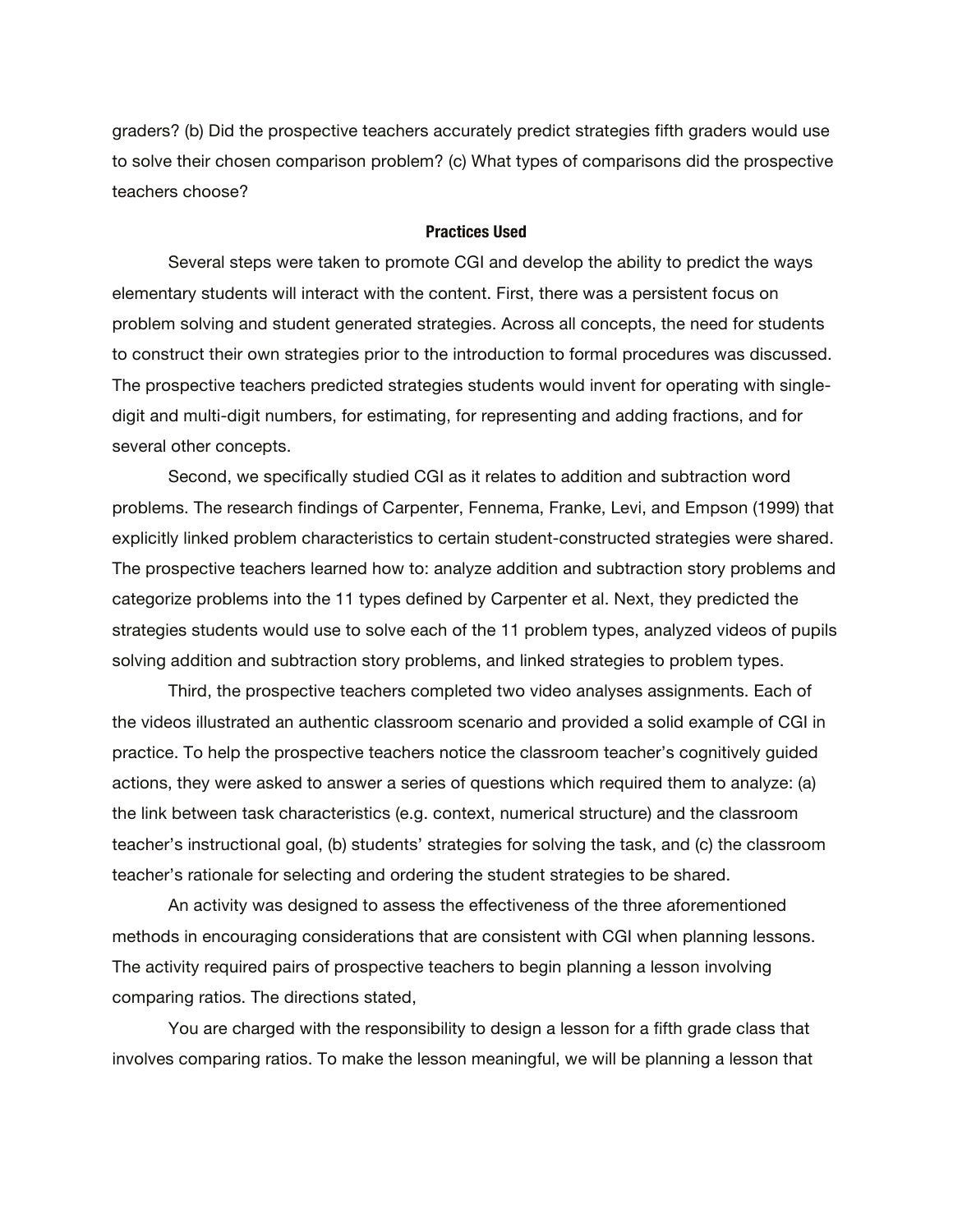graders? (b) Did the prospective teachers accurately predict strategies fifth graders would use to solve their chosen comparison problem? (c) What types of comparisons did the prospective teachers choose?

## Practices Used

Several steps were taken to promote CGI and develop the ability to predict the ways elementary students will interact with the content. First, there was a persistent focus on problem solving and student generated strategies. Across all concepts, the need for students to construct their own strategies prior to the introduction to formal procedures was discussed. The prospective teachers predicted strategies students would invent for operating with single-digit and multi-digit numbers, for estimating, for representing and adding fractions, and for several other concepts.

Second, we specifically studied CGI as it relates to addition and subtraction word problems. The research findings of Carpenter, Fennema, Franke, Levi, and Empson (1999) that explicitly linked problem characteristics to certain student-constructed strategies were shared. The prospective teachers learned how to: analyze addition and subtraction story problems and categorize problems into the 11 types defined by Carpenter et al. Next, they predicted the strategies students would use to solve each of the 11 problem types, analyzed videos of pupils solving addition and subtraction story problems, and linked strategies to problem types.

Third, the prospective teachers completed two video analyses assignments. Each of the videos illustrated an authentic classroom scenario and provided a solid example of CGI in practice. To help the prospective teachers notice the classroom teacher's cognitively guided actions, they were asked to answer a series of questions which required them to analyze: (a) the link between task characteristics (e.g. context, numerical structure) and the classroom teacher's instructional goal, (b) students' strategies for solving the task, and (c) the classroom teacher's rationale for selecting and ordering the student strategies to be shared.

An activity was designed to assess the effectiveness of the three aforementioned methods in encouraging considerations that are consistent with CGI when planning lessons. The activity required pairs of prospective teachers to begin planning a lesson involving comparing ratios. The directions stated,

You are charged with the responsibility to design a lesson for a fifth grade class that involves comparing ratios. To make the lesson meaningful, we will be planning a lesson that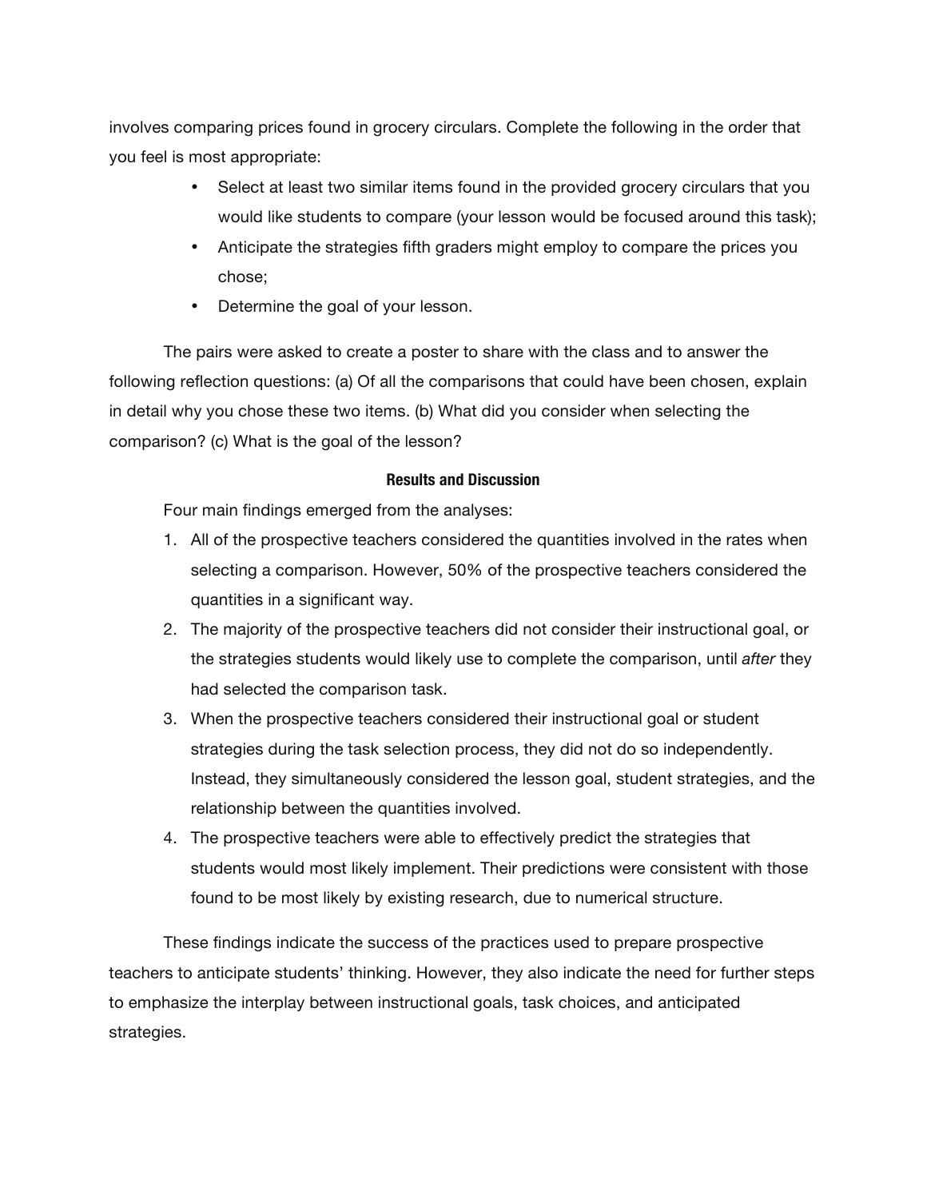involves comparing prices found in grocery circulars. Complete the following in the order that you feel is most appropriate:

- Select at least two similar items found in the provided grocery circulars that you would like students to compare (your lesson would be focused around this task);
- Anticipate the strategies fifth graders might employ to compare the prices you chose;
- Determine the goal of your lesson.

The pairs were asked to create a poster to share with the class and to answer the following reflection questions: (a) Of all the comparisons that could have been chosen, explain in detail why you chose these two items. (b) What did you consider when selecting the comparison? (c) What is the goal of the lesson?

## Results and Discussion

Four main findings emerged from the analyses:

1. All of the prospective teachers considered the quantities involved in the rates when selecting a comparison. However, 50% of the prospective teachers considered the quantities in a significant way.
2. The majority of the prospective teachers did not consider their instructional goal, or the strategies students would likely use to complete the comparison, until *after* they had selected the comparison task.
3. When the prospective teachers considered their instructional goal or student strategies during the task selection process, they did not do so independently. Instead, they simultaneously considered the lesson goal, student strategies, and the relationship between the quantities involved.
4. The prospective teachers were able to effectively predict the strategies that students would most likely implement. Their predictions were consistent with those found to be most likely by existing research, due to numerical structure.

These findings indicate the success of the practices used to prepare prospective teachers to anticipate students' thinking. However, they also indicate the need for further steps to emphasize the interplay between instructional goals, task choices, and anticipated strategies.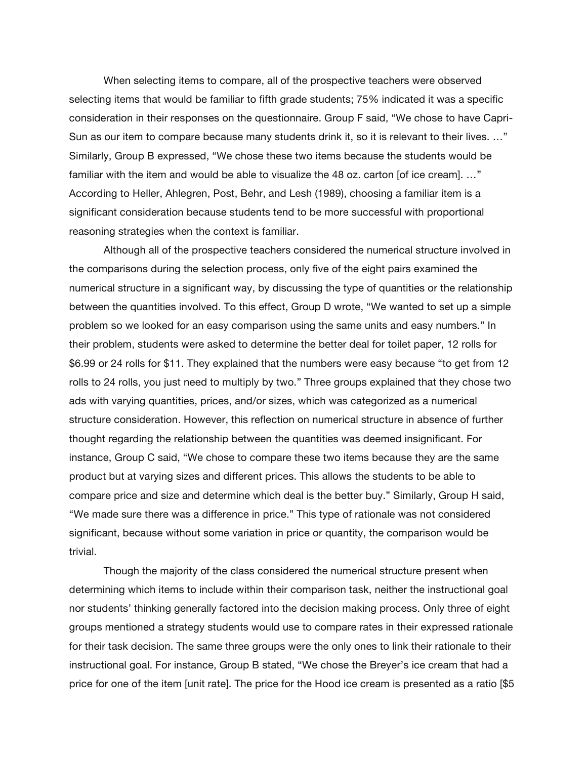When selecting items to compare, all of the prospective teachers were observed selecting items that would be familiar to fifth grade students; 75% indicated it was a specific consideration in their responses on the questionnaire. Group F said, "We chose to have Capri-Sun as our item to compare because many students drink it, so it is relevant to their lives. …" Similarly, Group B expressed, "We chose these two items because the students would be familiar with the item and would be able to visualize the 48 oz. carton [of ice cream]. …" According to Heller, Ahlegren, Post, Behr, and Lesh (1989), choosing a familiar item is a significant consideration because students tend to be more successful with proportional reasoning strategies when the context is familiar.

Although all of the prospective teachers considered the numerical structure involved in the comparisons during the selection process, only five of the eight pairs examined the numerical structure in a significant way, by discussing the type of quantities or the relationship between the quantities involved. To this effect, Group D wrote, "We wanted to set up a simple problem so we looked for an easy comparison using the same units and easy numbers." In their problem, students were asked to determine the better deal for toilet paper, 12 rolls for $6.99 or 24 rolls for $11. They explained that the numbers were easy because "to get from 12 rolls to 24 rolls, you just need to multiply by two." Three groups explained that they chose two ads with varying quantities, prices, and/or sizes, which was categorized as a numerical structure consideration. However, this reflection on numerical structure in absence of further thought regarding the relationship between the quantities was deemed insignificant. For instance, Group C said, "We chose to compare these two items because they are the same product but at varying sizes and different prices. This allows the students to be able to compare price and size and determine which deal is the better buy." Similarly, Group H said, "We made sure there was a difference in price." This type of rationale was not considered significant, because without some variation in price or quantity, the comparison would be trivial.

Though the majority of the class considered the numerical structure present when determining which items to include within their comparison task, neither the instructional goal nor students' thinking generally factored into the decision making process. Only three of eight groups mentioned a strategy students would use to compare rates in their expressed rationale for their task decision. The same three groups were the only ones to link their rationale to their instructional goal. For instance, Group B stated, "We chose the Breyer's ice cream that had a price for one of the item [unit rate]. The price for the Hood ice cream is presented as a ratio [$5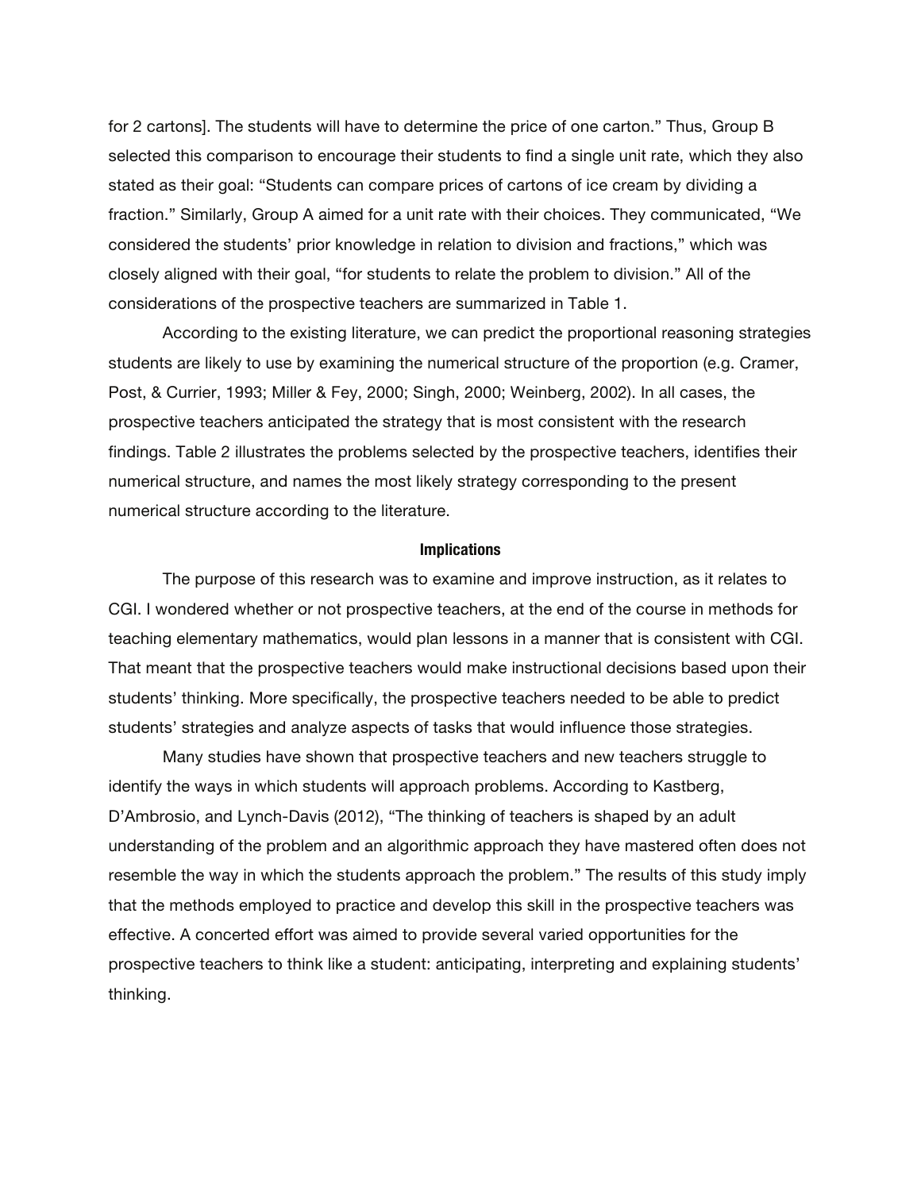for 2 cartons]. The students will have to determine the price of one carton." Thus, Group B selected this comparison to encourage their students to find a single unit rate, which they also stated as their goal: "Students can compare prices of cartons of ice cream by dividing a fraction." Similarly, Group A aimed for a unit rate with their choices. They communicated, "We considered the students' prior knowledge in relation to division and fractions," which was closely aligned with their goal, "for students to relate the problem to division." All of the considerations of the prospective teachers are summarized in Table 1.

According to the existing literature, we can predict the proportional reasoning strategies students are likely to use by examining the numerical structure of the proportion (e.g. Cramer, Post, & Currier, 1993; Miller & Fey, 2000; Singh, 2000; Weinberg, 2002). In all cases, the prospective teachers anticipated the strategy that is most consistent with the research findings. Table 2 illustrates the problems selected by the prospective teachers, identifies their numerical structure, and names the most likely strategy corresponding to the present numerical structure according to the literature.

## Implications

The purpose of this research was to examine and improve instruction, as it relates to CGI. I wondered whether or not prospective teachers, at the end of the course in methods for teaching elementary mathematics, would plan lessons in a manner that is consistent with CGI. That meant that the prospective teachers would make instructional decisions based upon their students' thinking. More specifically, the prospective teachers needed to be able to predict students' strategies and analyze aspects of tasks that would influence those strategies.

Many studies have shown that prospective teachers and new teachers struggle to identify the ways in which students will approach problems. According to Kastberg, D'Ambrosio, and Lynch-Davis (2012), "The thinking of teachers is shaped by an adult understanding of the problem and an algorithmic approach they have mastered often does not resemble the way in which the students approach the problem." The results of this study imply that the methods employed to practice and develop this skill in the prospective teachers was effective. A concerted effort was aimed to provide several varied opportunities for the prospective teachers to think like a student: anticipating, interpreting and explaining students' thinking.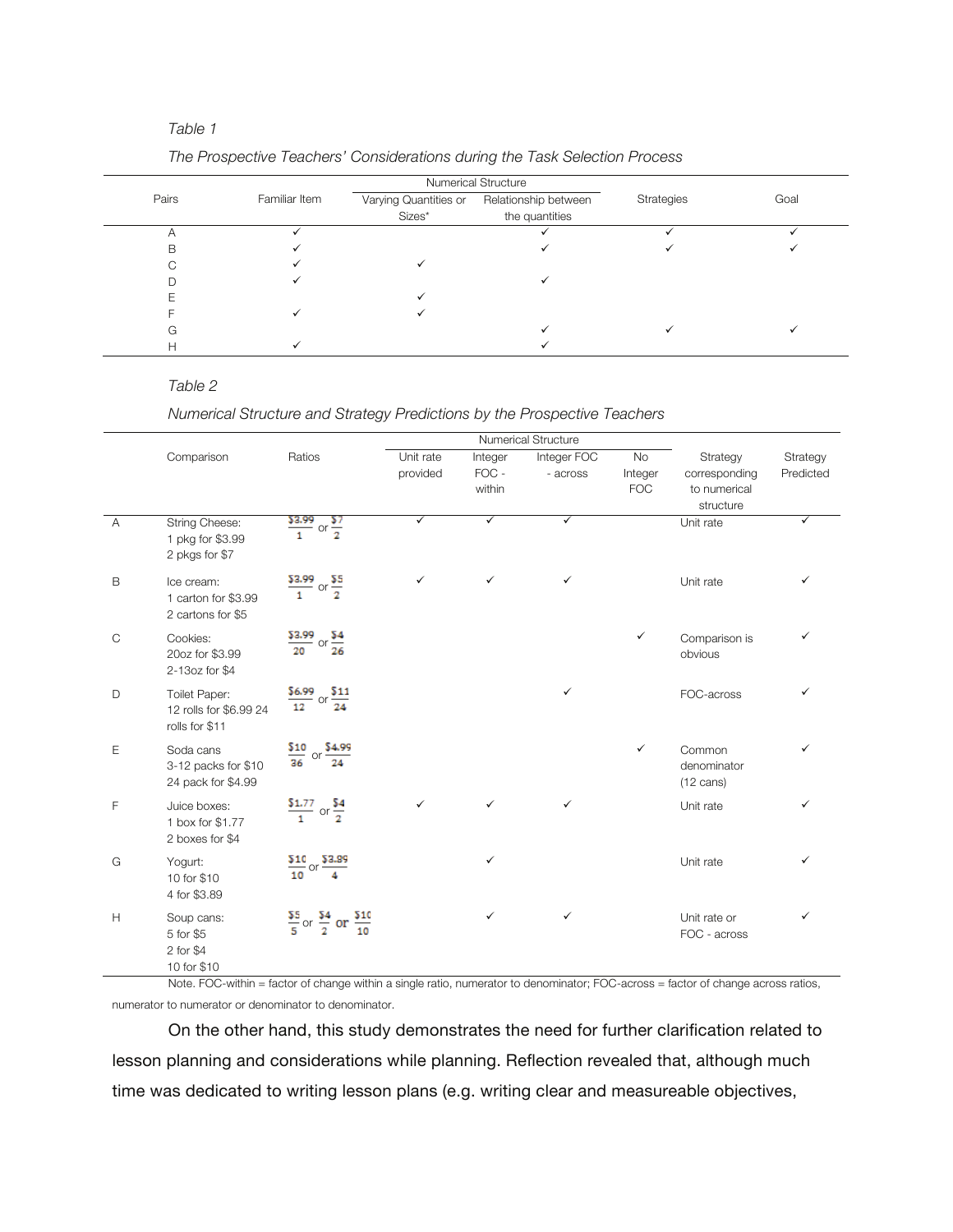*Table 1*

*The Prospective Teachers' Considerations during the Task Selection Process*

| Pairs | Familiar Item | Numerical Structure | | Strategies | Goal |
|---|---|---|---|---|---|
| | | Varying Quantities or Sizes* | Relationship between the quantities | | |
| A | ✓ | | ✓ | ✓ | ✓ |
| B | ✓ | | ✓ | ✓ | ✓ |
| C | ✓ | ✓ | | | |
| D | ✓ | | ✓ | | |
| E | | ✓ | | | |
| F | ✓ | ✓ | | | |
| G | | | ✓ | ✓ | ✓ |
| H | ✓ | | ✓ | | |

*Table 2*

*Numerical Structure and Strategy Predictions by the Prospective Teachers*

| | Comparison | Ratios | Numerical Structure | | | | Strategy corresponding to numerical structure | Strategy Predicted |
|---|---|---|---|---|---|---|---|---|
| | | | Unit rate provided | Integer FOC - within | Integer FOC - across | No Integer FOC | | |
| A | String Cheese: 1 pkg for \$3.99 2 pkgs for \$7 | $\frac{\$3.99}{1}$ or $\frac{\$7}{2}$ | ✓ | ✓ | ✓ | | Unit rate | ✓ |
| B | Ice cream: 1 carton for \$3.99 2 cartons for \$5 | $\frac{\$3.99}{1}$ or $\frac{\$5}{2}$ | ✓ | ✓ | ✓ | | Unit rate | ✓ |
| C | Cookies: 20oz for \$3.99 2-13oz for \$4 | $\frac{\$3.99}{20}$ or $\frac{\$4}{26}$ | | | | ✓ | Comparison is obvious | ✓ |
| D | Toilet Paper: 12 rolls for \$6.99 24 rolls for \$11 | $\frac{\$6.99}{12}$ or $\frac{\$11}{24}$ | | | ✓ | | FOC-across | ✓ |
| E | Soda cans 3-12 packs for \$10 24 pack for \$4.99 | $\frac{\$10}{36}$ or $\frac{\$4.99}{24}$ | | | | ✓ | Common denominator (12 cans) | ✓ |
| F | Juice boxes: 1 box for \$1.77 2 boxes for \$4 | $\frac{\$1.77}{1}$ or $\frac{\$4}{2}$ | ✓ | ✓ | ✓ | | Unit rate | ✓ |
| G | Yogurt: 10 for \$10 4 for \$3.89 | $\frac{\$10}{10}$ or $\frac{\$3.89}{4}$ | | ✓ | | | Unit rate | ✓ |
| H | Soup cans: 5 for \$5 2 for \$4 10 for \$10 | $\frac{\$5}{5}$ or $\frac{\$4}{2}$ or $\frac{\$10}{10}$ | | ✓ | ✓ | | Unit rate or FOC - across | ✓ |

Note. FOC-within = factor of change within a single ratio, numerator to denominator; FOC-across = factor of change across ratios, numerator to numerator or denominator to denominator.

On the other hand, this study demonstrates the need for further clarification related to lesson planning and considerations while planning. Reflection revealed that, although much time was dedicated to writing lesson plans (e.g. writing clear and measureable objectives,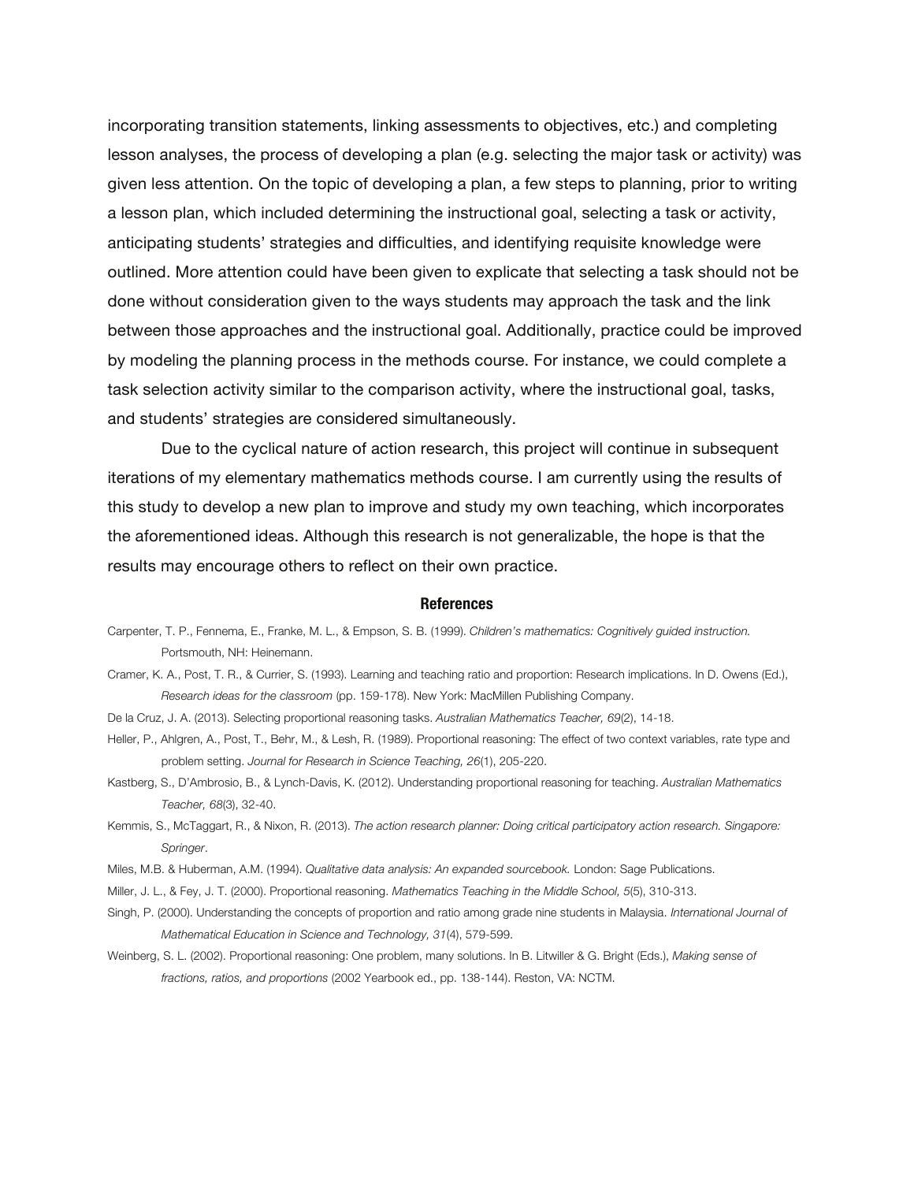incorporating transition statements, linking assessments to objectives, etc.) and completing lesson analyses, the process of developing a plan (e.g. selecting the major task or activity) was given less attention. On the topic of developing a plan, a few steps to planning, prior to writing a lesson plan, which included determining the instructional goal, selecting a task or activity, anticipating students' strategies and difficulties, and identifying requisite knowledge were outlined. More attention could have been given to explicate that selecting a task should not be done without consideration given to the ways students may approach the task and the link between those approaches and the instructional goal. Additionally, practice could be improved by modeling the planning process in the methods course. For instance, we could complete a task selection activity similar to the comparison activity, where the instructional goal, tasks, and students' strategies are considered simultaneously.

Due to the cyclical nature of action research, this project will continue in subsequent iterations of my elementary mathematics methods course. I am currently using the results of this study to develop a new plan to improve and study my own teaching, which incorporates the aforementioned ideas. Although this research is not generalizable, the hope is that the results may encourage others to reflect on their own practice.

## References

Carpenter, T. P., Fennema, E., Franke, M. L., & Empson, S. B. (1999). *Children's mathematics: Cognitively guided instruction.* Portsmouth, NH: Heinemann.

Cramer, K. A., Post, T. R., & Currier, S. (1993). Learning and teaching ratio and proportion: Research implications. In D. Owens (Ed.), *Research ideas for the classroom* (pp. 159-178). New York: MacMillen Publishing Company.

De la Cruz, J. A. (2013). Selecting proportional reasoning tasks. *Australian Mathematics Teacher, 69*(2), 14-18.

Heller, P., Ahlgren, A., Post, T., Behr, M., & Lesh, R. (1989). Proportional reasoning: The effect of two context variables, rate type and problem setting. *Journal for Research in Science Teaching, 26*(1), 205-220.

Kastberg, S., D'Ambrosio, B., & Lynch-Davis, K. (2012). Understanding proportional reasoning for teaching. *Australian Mathematics Teacher, 68*(3), 32-40.

Kemmis, S., McTaggart, R., & Nixon, R. (2013). *The action research planner: Doing critical participatory action research. Singapore: Springer*.

Miles, M.B. & Huberman, A.M. (1994). *Qualitative data analysis: An expanded sourcebook.* London: Sage Publications.

Miller, J. L., & Fey, J. T. (2000). Proportional reasoning. *Mathematics Teaching in the Middle School, 5*(5), 310-313.

Singh, P. (2000). Understanding the concepts of proportion and ratio among grade nine students in Malaysia. *International Journal of Mathematical Education in Science and Technology, 31*(4), 579-599.

Weinberg, S. L. (2002). Proportional reasoning: One problem, many solutions. In B. Litwiller & G. Bright (Eds.), *Making sense of fractions, ratios, and proportions* (2002 Yearbook ed., pp. 138-144). Reston, VA: NCTM.